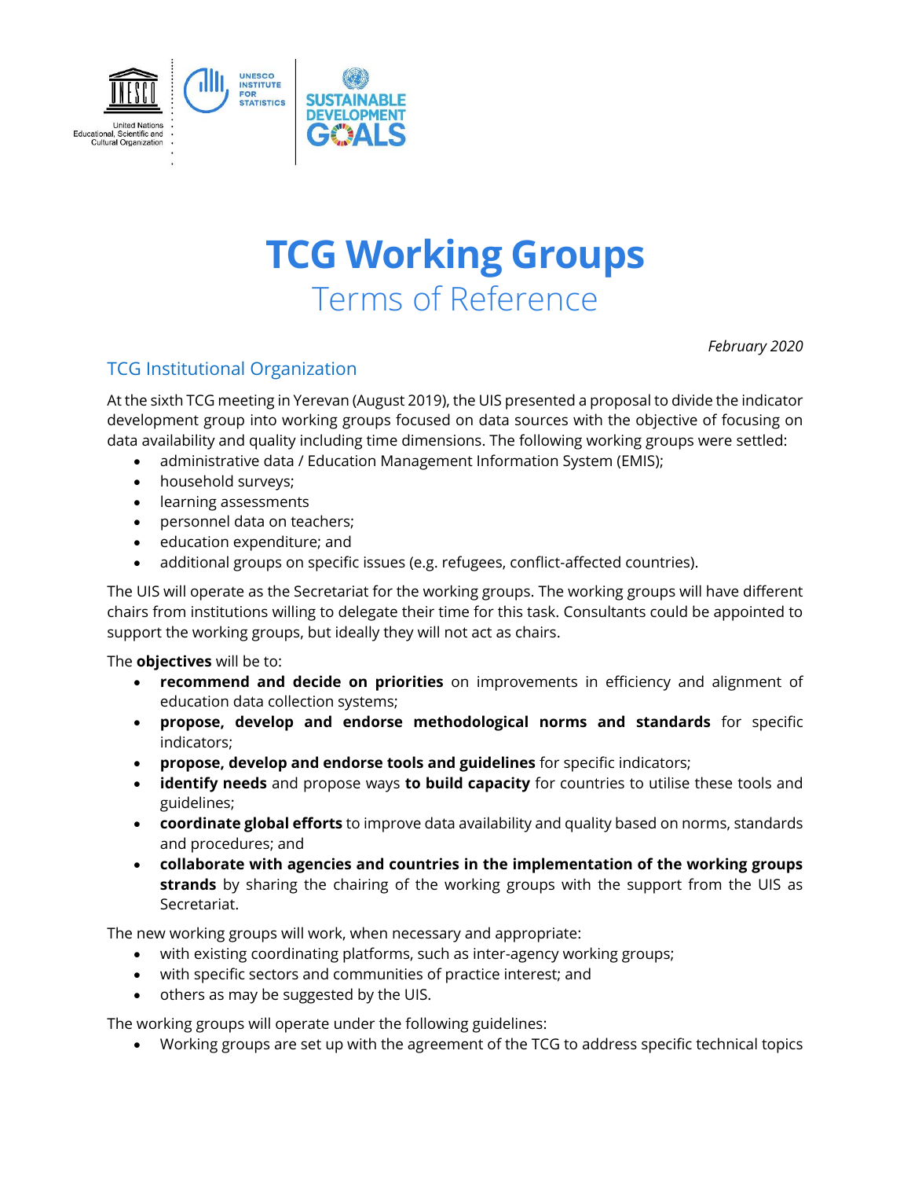# TCG Working Groups

## Terms of Reference

*February 2020*

## TCG Institutional Organization

At the sixth TCG meeting in Yerevan (August 2019), the UIS presented a proposal to divide the indicator development group into working groups focused on data sources with the objective of focusing on data availability and quality including time dimensions. The following working groups were settled:

- administrative data / Education Management Information System (EMIS);
- household surveys;
- learning assessments
- personnel data on teachers;
- education expenditure; and
- additional groups on specific issues (e.g. refugees, conflict-affected countries).

The UIS will operate as the Secretariat for the working groups. The working groups will have different chairs from institutions willing to delegate their time for this task. Consultants could be appointed to support the working groups, but ideally they will not act as chairs.

The **objectives** will be to:

- **recommend and decide on priorities** on improvements in efficiency and alignment of education data collection systems;
- **propose, develop and endorse methodological norms and standards** for specific indicators;
- **propose, develop and endorse tools and guidelines** for specific indicators;
- **identify needs** and propose ways **to build capacity** for countries to utilise these tools and guidelines;
- **coordinate global efforts** to improve data availability and quality based on norms, standards and procedures; and
- **collaborate with agencies and countries in the implementation of the working groups strands** by sharing the chairing of the working groups with the support from the UIS as Secretariat.

The new working groups will work, when necessary and appropriate:

- with existing coordinating platforms, such as inter-agency working groups;
- with specific sectors and communities of practice interest; and
- others as may be suggested by the UIS.

The working groups will operate under the following guidelines:

- Working groups are set up with the agreement of the TCG to address specific technical topics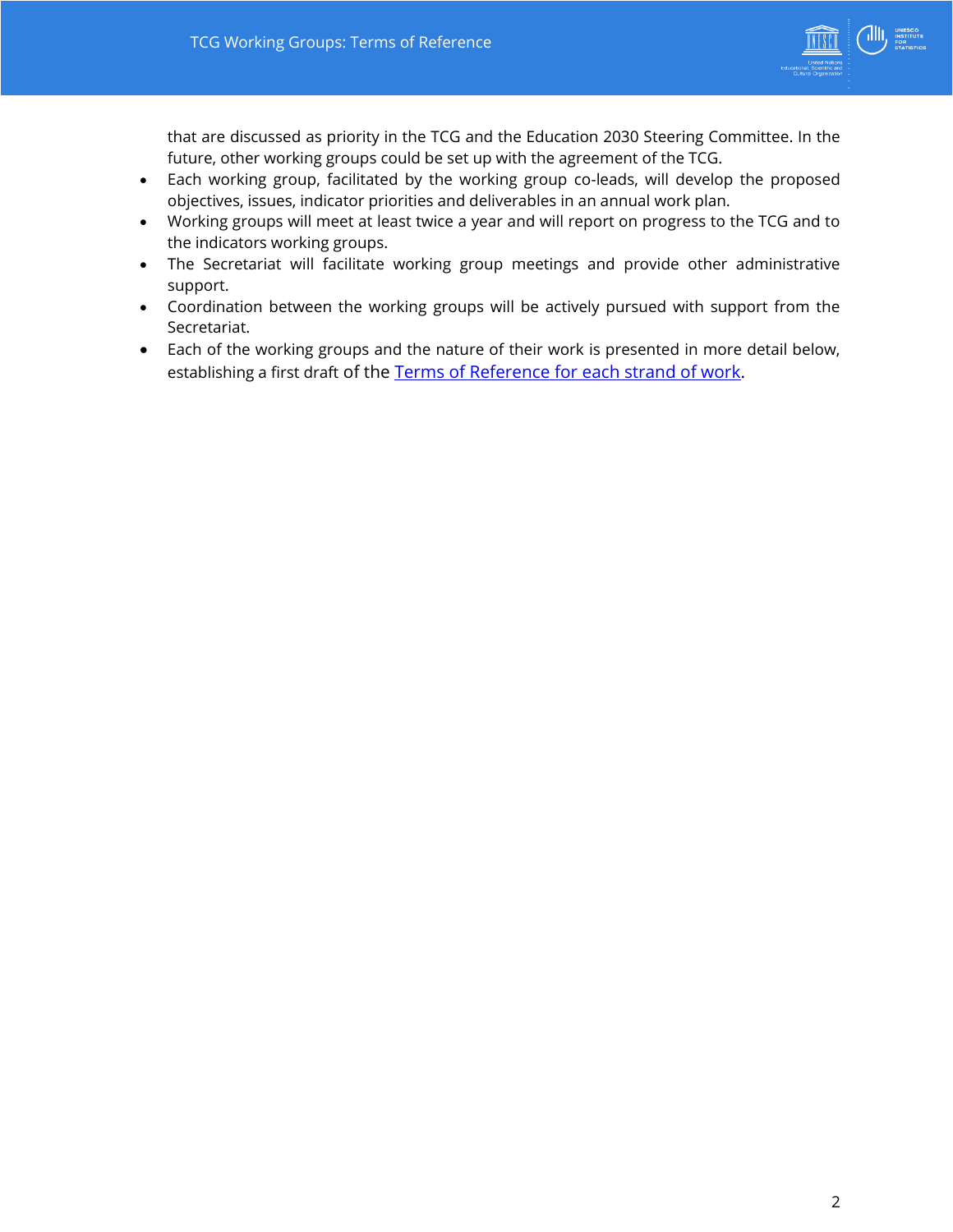that are discussed as priority in the TCG and the Education 2030 Steering Committee. In the future, other working groups could be set up with the agreement of the TCG.

- Each working group, facilitated by the working group co-leads, will develop the proposed objectives, issues, indicator priorities and deliverables in an annual work plan.
- Working groups will meet at least twice a year and will report on progress to the TCG and to the indicators working groups.
- The Secretariat will facilitate working group meetings and provide other administrative support.
- Coordination between the working groups will be actively pursued with support from the Secretariat.
- Each of the working groups and the nature of their work is presented in more detail below, establishing a first draft of the Terms of Reference for each strand of work.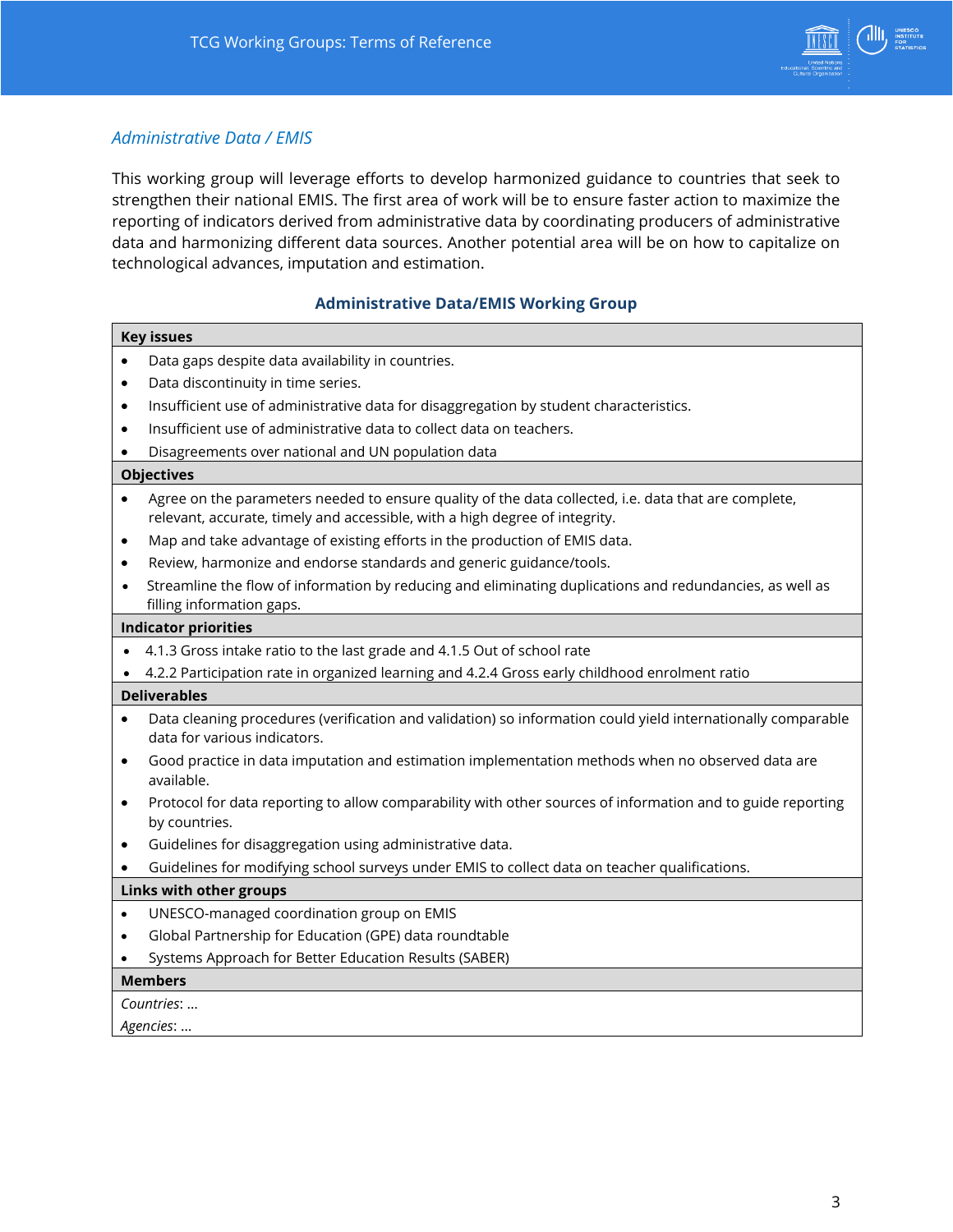### *Administrative Data / EMIS*

This working group will leverage efforts to develop harmonized guidance to countries that seek to strengthen their national EMIS. The first area of work will be to ensure faster action to maximize the reporting of indicators derived from administrative data by coordinating producers of administrative data and harmonizing different data sources. Another potential area will be on how to capitalize on technological advances, imputation and estimation.

**Administrative Data/EMIS Working Group**

| **Key issues** |
|---|
| • Data gaps despite data availability in countries.<br>• Data discontinuity in time series.<br>• Insufficient use of administrative data for disaggregation by student characteristics.<br>• Insufficient use of administrative data to collect data on teachers.<br>• Disagreements over national and UN population data |
| **Objectives** |
| • Agree on the parameters needed to ensure quality of the data collected, i.e. data that are complete, relevant, accurate, timely and accessible, with a high degree of integrity.<br>• Map and take advantage of existing efforts in the production of EMIS data.<br>• Review, harmonize and endorse standards and generic guidance/tools.<br>• Streamline the flow of information by reducing and eliminating duplications and redundancies, as well as filling information gaps. |
| **Indicator priorities** |
| • 4.1.3 Gross intake ratio to the last grade and 4.1.5 Out of school rate<br>• 4.2.2 Participation rate in organized learning and 4.2.4 Gross early childhood enrolment ratio |
| **Deliverables** |
| • Data cleaning procedures (verification and validation) so information could yield internationally comparable data for various indicators.<br>• Good practice in data imputation and estimation implementation methods when no observed data are available.<br>• Protocol for data reporting to allow comparability with other sources of information and to guide reporting by countries.<br>• Guidelines for disaggregation using administrative data.<br>• Guidelines for modifying school surveys under EMIS to collect data on teacher qualifications. |
| **Links with other groups** |
| • UNESCO-managed coordination group on EMIS<br>• Global Partnership for Education (GPE) data roundtable<br>• Systems Approach for Better Education Results (SABER) |
| **Members** |
| *Countries*: …<br>*Agencies*: … |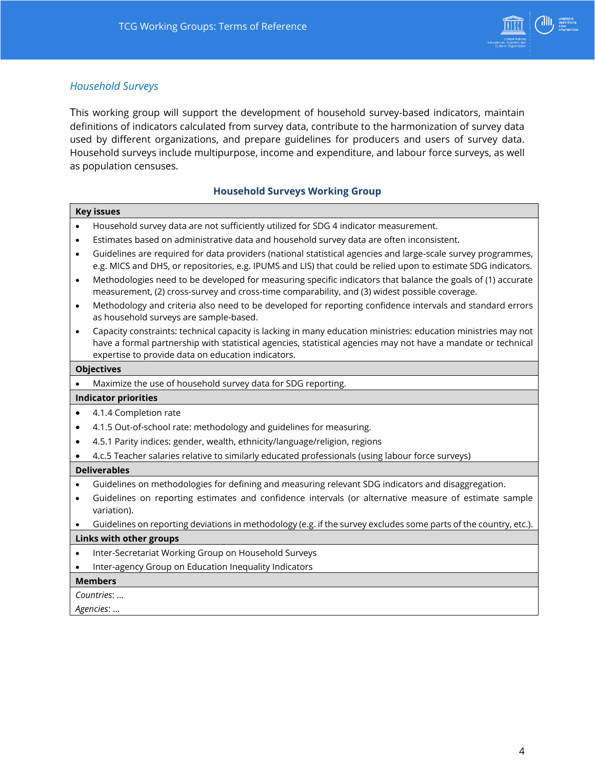## *Household Surveys*

This working group will support the development of household survey-based indicators, maintain definitions of indicators calculated from survey data, contribute to the harmonization of survey data used by different organizations, and prepare guidelines for producers and users of survey data. Household surveys include multipurpose, income and expenditure, and labour force surveys, as well as population censuses.

### Household Surveys Working Group

**Key issues**

- Household survey data are not sufficiently utilized for SDG 4 indicator measurement.
- Estimates based on administrative data and household survey data are often inconsistent.
- Guidelines are required for data providers (national statistical agencies and large-scale survey programmes, e.g. MICS and DHS, or repositories, e.g. IPUMS and LIS) that could be relied upon to estimate SDG indicators.
- Methodologies need to be developed for measuring specific indicators that balance the goals of (1) accurate measurement, (2) cross-survey and cross-time comparability, and (3) widest possible coverage.
- Methodology and criteria also need to be developed for reporting confidence intervals and standard errors as household surveys are sample-based.
- Capacity constraints: technical capacity is lacking in many education ministries: education ministries may not have a formal partnership with statistical agencies, statistical agencies may not have a mandate or technical expertise to provide data on education indicators.

**Objectives**

- Maximize the use of household survey data for SDG reporting.

**Indicator priorities**

- 4.1.4 Completion rate
- 4.1.5 Out-of-school rate: methodology and guidelines for measuring.
- 4.5.1 Parity indices: gender, wealth, ethnicity/language/religion, regions
- 4.c.5 Teacher salaries relative to similarly educated professionals (using labour force surveys)

**Deliverables**

- Guidelines on methodologies for defining and measuring relevant SDG indicators and disaggregation.
- Guidelines on reporting estimates and confidence intervals (or alternative measure of estimate sample variation).
- Guidelines on reporting deviations in methodology (e.g. if the survey excludes some parts of the country, etc.).

**Links with other groups**

- Inter-Secretariat Working Group on Household Surveys
- Inter-agency Group on Education Inequality Indicators

**Members**

*Countries*: …

*Agencies*: …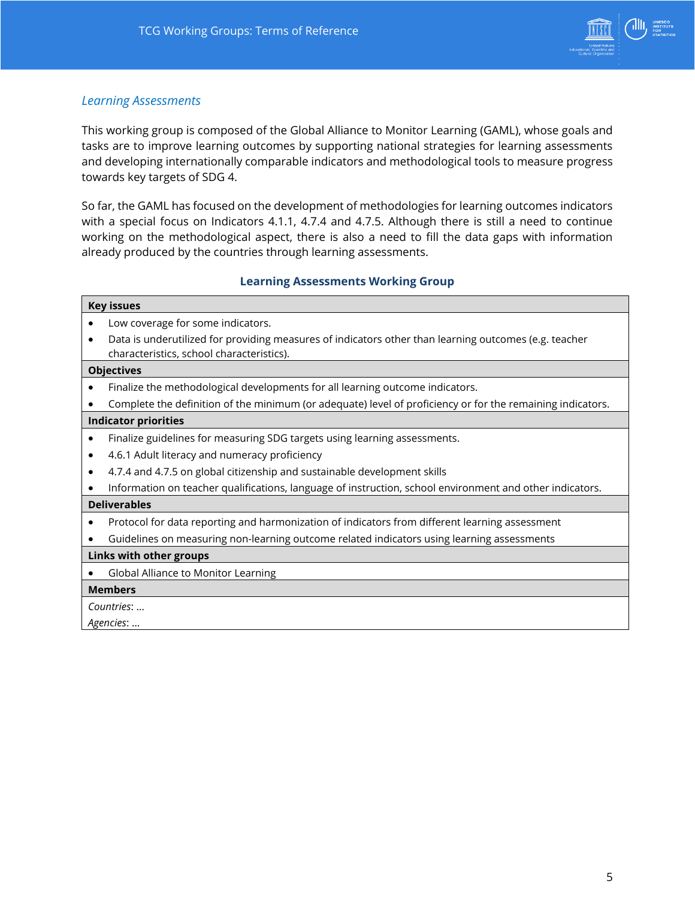### *Learning Assessments*

This working group is composed of the Global Alliance to Monitor Learning (GAML), whose goals and tasks are to improve learning outcomes by supporting national strategies for learning assessments and developing internationally comparable indicators and methodological tools to measure progress towards key targets of SDG 4.

So far, the GAML has focused on the development of methodologies for learning outcomes indicators with a special focus on Indicators 4.1.1, 4.7.4 and 4.7.5. Although there is still a need to continue working on the methodological aspect, there is also a need to fill the data gaps with information already produced by the countries through learning assessments.

**Learning Assessments Working Group**

| **Key issues** |
|---|
| • Low coverage for some indicators.<br>• Data is underutilized for providing measures of indicators other than learning outcomes (e.g. teacher characteristics, school characteristics). |
| **Objectives** |
| • Finalize the methodological developments for all learning outcome indicators.<br>• Complete the definition of the minimum (or adequate) level of proficiency or for the remaining indicators. |
| **Indicator priorities** |
| • Finalize guidelines for measuring SDG targets using learning assessments.<br>• 4.6.1 Adult literacy and numeracy proficiency<br>• 4.7.4 and 4.7.5 on global citizenship and sustainable development skills<br>• Information on teacher qualifications, language of instruction, school environment and other indicators. |
| **Deliverables** |
| • Protocol for data reporting and harmonization of indicators from different learning assessment<br>• Guidelines on measuring non-learning outcome related indicators using learning assessments |
| **Links with other groups** |
| • Global Alliance to Monitor Learning |
| **Members** |
| *Countries*: …<br>*Agencies*: … |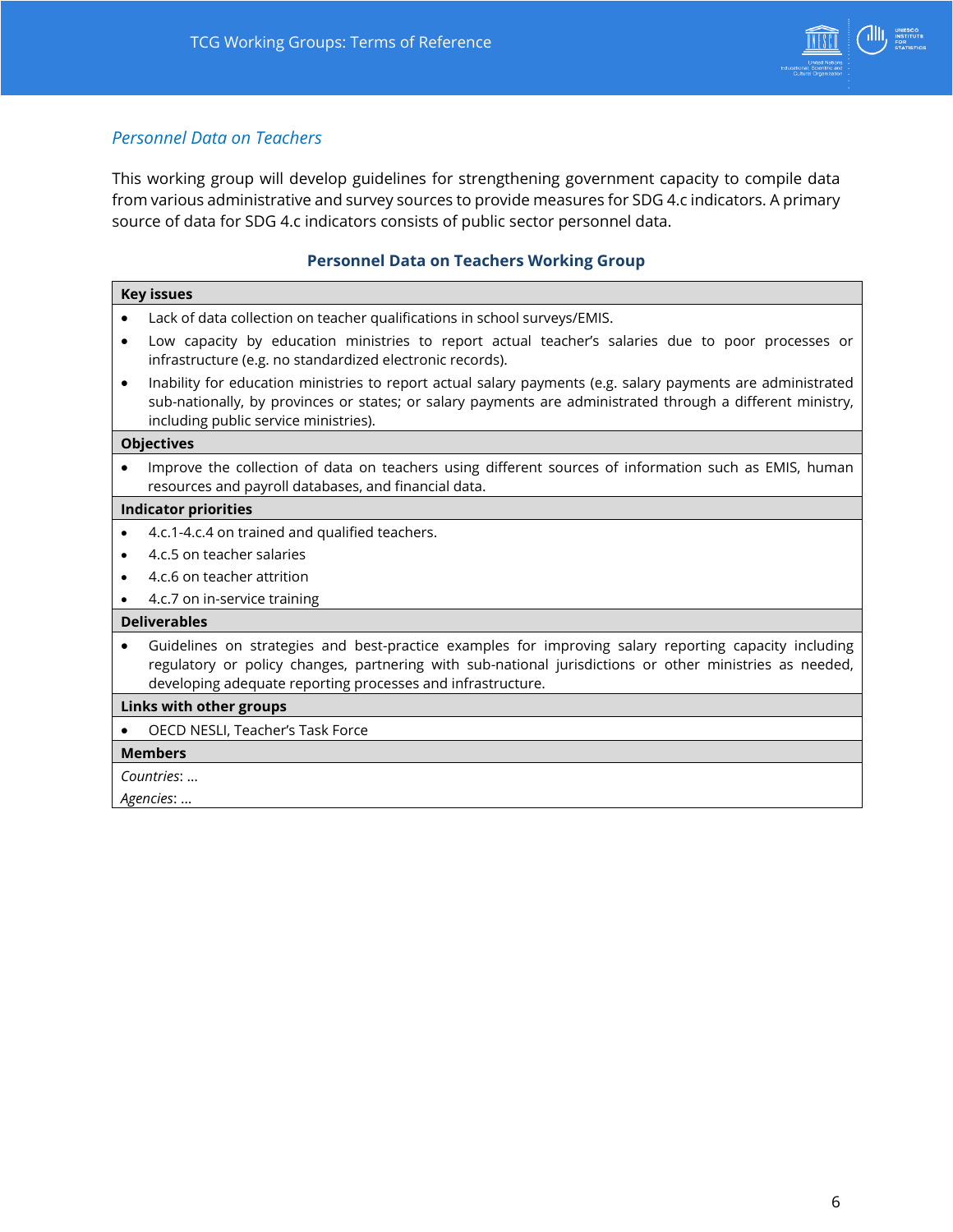### *Personnel Data on Teachers*

This working group will develop guidelines for strengthening government capacity to compile data from various administrative and survey sources to provide measures for SDG 4.c indicators. A primary source of data for SDG 4.c indicators consists of public sector personnel data.

**Personnel Data on Teachers Working Group**

| **Key issues** |
|---|
| • Lack of data collection on teacher qualifications in school surveys/EMIS.<br>• Low capacity by education ministries to report actual teacher's salaries due to poor processes or infrastructure (e.g. no standardized electronic records).<br>• Inability for education ministries to report actual salary payments (e.g. salary payments are administrated sub-nationally, by provinces or states; or salary payments are administrated through a different ministry, including public service ministries). |
| **Objectives** |
| • Improve the collection of data on teachers using different sources of information such as EMIS, human resources and payroll databases, and financial data. |
| **Indicator priorities** |
| • 4.c.1-4.c.4 on trained and qualified teachers.<br>• 4.c.5 on teacher salaries<br>• 4.c.6 on teacher attrition<br>• 4.c.7 on in-service training |
| **Deliverables** |
| • Guidelines on strategies and best-practice examples for improving salary reporting capacity including regulatory or policy changes, partnering with sub-national jurisdictions or other ministries as needed, developing adequate reporting processes and infrastructure. |
| **Links with other groups** |
| • OECD NESLI, Teacher's Task Force |
| **Members** |
| *Countries*: …<br>*Agencies*: … |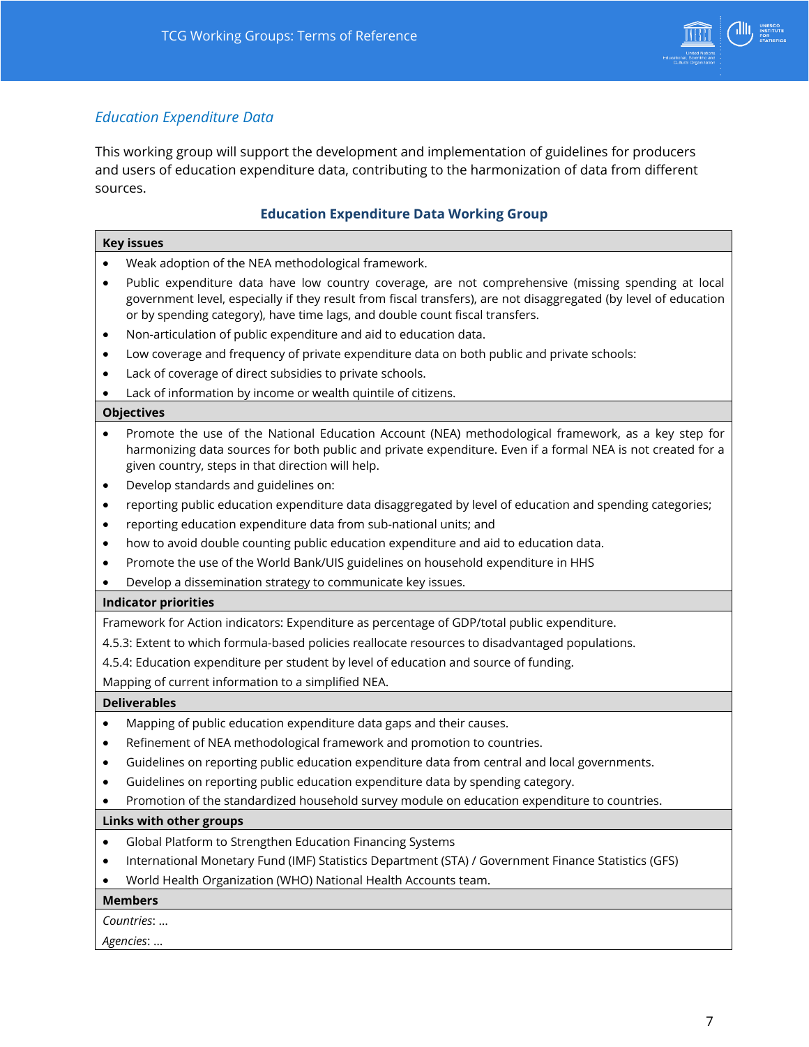### *Education Expenditure Data*

This working group will support the development and implementation of guidelines for producers and users of education expenditure data, contributing to the harmonization of data from different sources.

**Education Expenditure Data Working Group**

**Key issues**

- Weak adoption of the NEA methodological framework.
- Public expenditure data have low country coverage, are not comprehensive (missing spending at local government level, especially if they result from fiscal transfers), are not disaggregated (by level of education or by spending category), have time lags, and double count fiscal transfers.
- Non-articulation of public expenditure and aid to education data.
- Low coverage and frequency of private expenditure data on both public and private schools:
- Lack of coverage of direct subsidies to private schools.
- Lack of information by income or wealth quintile of citizens.

**Objectives**

- Promote the use of the National Education Account (NEA) methodological framework, as a key step for harmonizing data sources for both public and private expenditure. Even if a formal NEA is not created for a given country, steps in that direction will help.
- Develop standards and guidelines on:
- reporting public education expenditure data disaggregated by level of education and spending categories;
- reporting education expenditure data from sub-national units; and
- how to avoid double counting public education expenditure and aid to education data.
- Promote the use of the World Bank/UIS guidelines on household expenditure in HHS
- Develop a dissemination strategy to communicate key issues.

**Indicator priorities**

Framework for Action indicators: Expenditure as percentage of GDP/total public expenditure.

4.5.3: Extent to which formula-based policies reallocate resources to disadvantaged populations.

4.5.4: Education expenditure per student by level of education and source of funding.

Mapping of current information to a simplified NEA.

**Deliverables**

- Mapping of public education expenditure data gaps and their causes.
- Refinement of NEA methodological framework and promotion to countries.
- Guidelines on reporting public education expenditure data from central and local governments.
- Guidelines on reporting public education expenditure data by spending category.
- Promotion of the standardized household survey module on education expenditure to countries.

**Links with other groups**

- Global Platform to Strengthen Education Financing Systems
- International Monetary Fund (IMF) Statistics Department (STA) / Government Finance Statistics (GFS)
- World Health Organization (WHO) National Health Accounts team.

**Members**

*Countries*: …

*Agencies*: …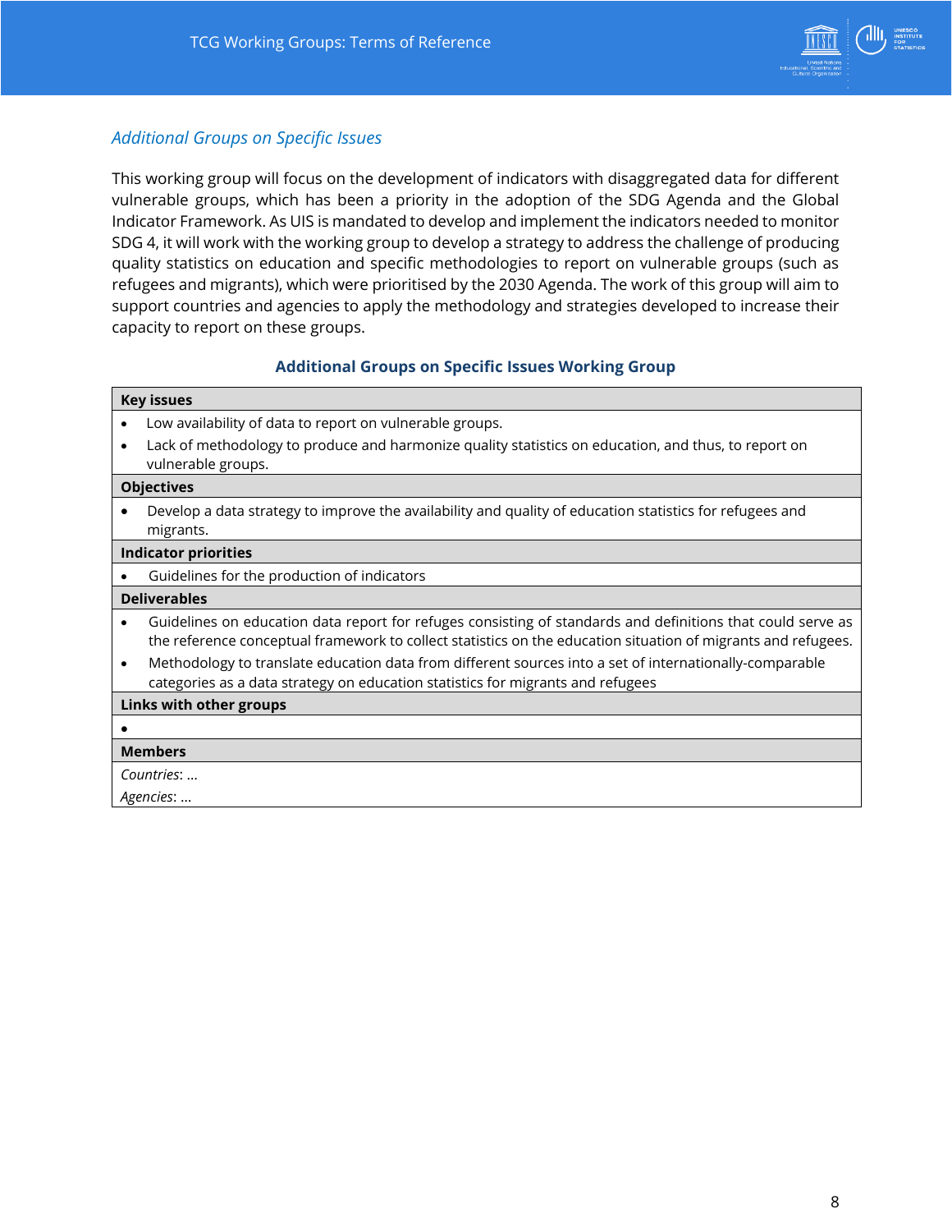### *Additional Groups on Specific Issues*

This working group will focus on the development of indicators with disaggregated data for different vulnerable groups, which has been a priority in the adoption of the SDG Agenda and the Global Indicator Framework. As UIS is mandated to develop and implement the indicators needed to monitor SDG 4, it will work with the working group to develop a strategy to address the challenge of producing quality statistics on education and specific methodologies to report on vulnerable groups (such as refugees and migrants), which were prioritised by the 2030 Agenda. The work of this group will aim to support countries and agencies to apply the methodology and strategies developed to increase their capacity to report on these groups.

**Additional Groups on Specific Issues Working Group**

| |
|---|
| **Key issues** |
| • Low availability of data to report on vulnerable groups.<br>• Lack of methodology to produce and harmonize quality statistics on education, and thus, to report on vulnerable groups. |
| **Objectives** |
| • Develop a data strategy to improve the availability and quality of education statistics for refugees and migrants. |
| **Indicator priorities** |
| • Guidelines for the production of indicators |
| **Deliverables** |
| • Guidelines on education data report for refuges consisting of standards and definitions that could serve as the reference conceptual framework to collect statistics on the education situation of migrants and refugees.<br>• Methodology to translate education data from different sources into a set of internationally-comparable categories as a data strategy on education statistics for migrants and refugees |
| **Links with other groups** |
| • |
| **Members** |
| *Countries*: …<br>*Agencies*: … |